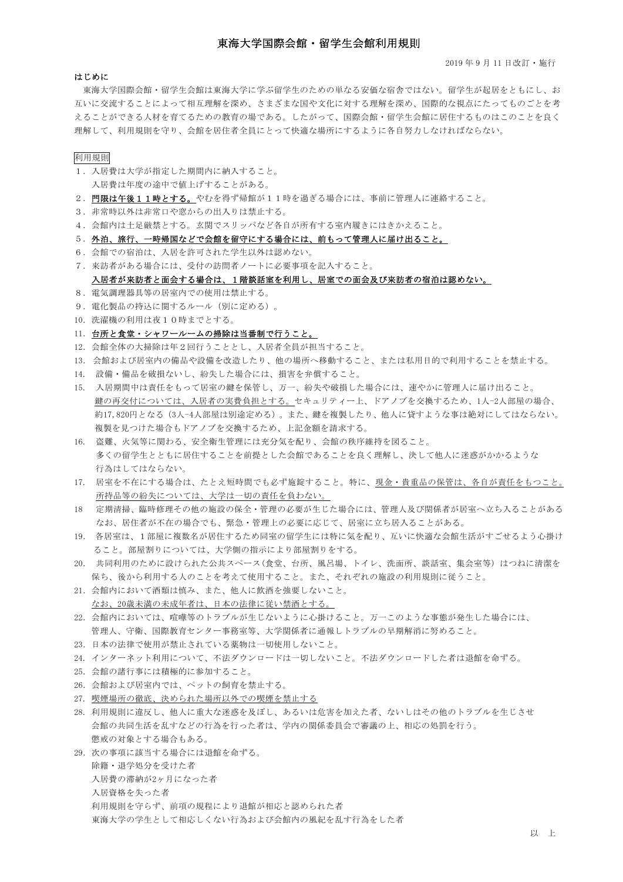# 東海大学国際会館・留学生会館利用規則

2019 年 9 月 11 日改訂・施行

**はじめに**

東海大学国際会館・留学生会館は東海大学に学ぶ留学生のための単なる安価な宿舎ではない。留学生が起居をともにし、お互いに交流することによって相互理解を深め、さまざまな国や文化に対する理解を深め、国際的な視点にたってものごとを考えることができる人材を育てるための教育の場である。したがって、国際会館・留学生会館に居住するものはこのことを良く理解して、利用規則を守り、会館を居住者全員にとって快適な場所にするように各自努力しなければならない。

利用規則

1．入居費は大学が指定した期間内に納入すること。
　　入居費は年度の途中で値上げすることがある。
2．<u>門限は午後１１時とする。</u>やむを得ず帰館が１１時を過ぎる場合には、事前に管理人に連絡すること。
3．非常時以外は非常口や窓からの出入りは禁止する。
4．会館内は土足厳禁とする。玄関でスリッパなど各自が所有する室内履きにはきかえること。
5．**<u>外泊、旅行、一時帰国などで会館を留守にする場合には、前もって管理人に届け出ること。</u>**
6．会館での宿泊は、入居を許可された学生以外は認めない。
7．来訪者がある場合には、受付の訪問者ノートに必要事項を記入すること。
　　**<u>入居者が来訪者と面会する場合は、１階談話室を利用し、居室での面会及び来訪者の宿泊は認めない。</u>**
8．電気調理器具等の居室内での使用は禁止する。
9．電化製品の持込に関するルール（別に定める）。
10. 洗濯機の利用は夜１０時までとする。
11. <u>台所と食堂・シャワールームの掃除は当番制で行うこと。</u>
12. 会館全体の大掃除は年２回行うこととし、入居者全員が担当すること。
13. 会館および居室内の備品や設備を改造したり、他の場所へ移動すること、または私用目的で利用することを禁止する。
14. 設備・備品を破損ないし、紛失した場合には、損害を弁償すること。
15. 入居期間中は責任をもって居室の鍵を保管し、万一、紛失や破損した場合には、速やかに管理人に届け出ること。
　　<u>鍵の再交付については、入居者の実費負担とする。</u>セキュリティー上、ドアノブを交換するため、1人-2人部屋の場合、約17,820円となる（3人-4人部屋は別途定める）。また、鍵を複製したり、他人に貸すような事は絶対にしてはならない。複製を見つけた場合もドアノブを交換するため、上記金額を請求する。
16. 盗難、火気等に関わる、安全衛生管理には充分気を配り、会館の秩序維持を図ること。
　　多くの留学生とともに居住することを前提とした会館であることを良く理解し、決して他人に迷惑がかかるような行為はしてはならない。
17. 居室を不在にする場合は、たとえ短時間でも必ず施錠すること。特に、<u>現金・貴重品の保管は、各自が責任をもつこと。所持品等の紛失については、大学は一切の責任を負わない。</u>
18. 定期清掃、臨時修理その他の施設の保全・管理の必要が生じた場合には、管理人及び関係者が居室へ立ち入ることがある。なお、居住者が不在の場合でも、緊急・管理上の必要に応じて、居室に立ち居入ることがある。
19. 各居室は、１部屋に複数名が居住するため同室の留学生には特に気を配り、互いに快適な会館生活がすごせるよう心掛けること。部屋割りについては、大学側の指示により部屋割りをする。
20. 共同利用のために設けられた公共スペース（食堂、台所、風呂場、トイレ、洗面所、談話室、集会室等）はつねに清潔を保ち、後から利用する人のことを考えて使用すること。また、それぞれの施設の利用規則に従うこと。
21. 会館内において酒類は慎み、また、他人に飲酒を強要しないこと。
　　<u>なお、20歳未満の未成年者は、日本の法律に従い禁酒とする。</u>
22. 会館内においては、喧嘩等のトラブルが生じないように心掛けること。万一このような事態が発生した場合には、管理人、守衛、国際教育センター事務室等、大学関係者に通報しトラブルの早期解消に努めること。
23. 日本の法律で使用が禁止されている薬物は一切使用しないこと。
24. インターネット利用について、不法ダウンロードは一切しないこと。不法ダウンロードした者は退館を命ずる。
25. 会館の諸行事には積極的に参加すること。
26. 会館および居室内では、ペットの飼育を禁止する。
27. <u>喫煙場所の徹底、決められた場所以外での喫煙を禁止する</u>
28. 利用規則に違反し、他人に重大な迷惑を及ぼし、あるいは危害を加えた者、ないしはその他のトラブルを生じさせ会館の共同生活を乱すなどの行為を行った者は、学内の関係委員会で審議の上、相応の処罰を行う。
　　懲戒の対象とする場合もある。
29. 次の事項に該当する場合には退館を命ずる。
　　除籍・退学処分を受けた者
　　入居費の滞納が2ヶ月になった者
　　入居資格を失った者
　　利用規則を守らず、前項の規程により退館が相応と認められた者
　　東海大学の学生として相応しくない行為および会館内の風紀を乱す行為をした者

以　上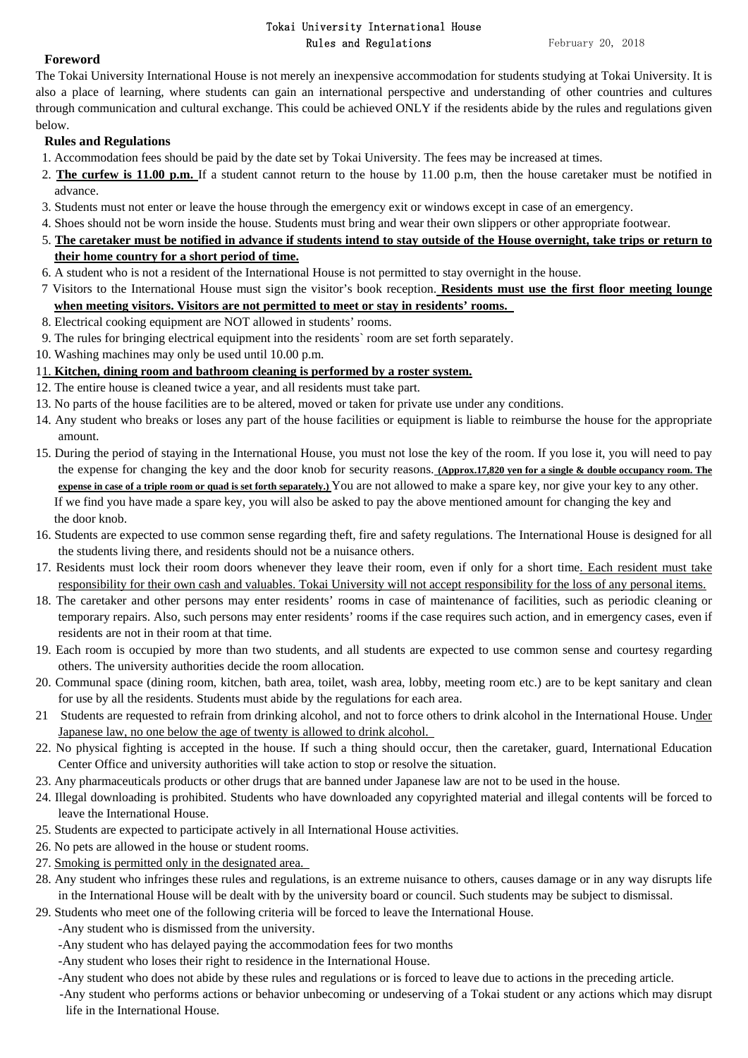Tokai University International House
Rules and Regulations

February 20, 2018

## Foreword

The Tokai University International House is not merely an inexpensive accommodation for students studying at Tokai University. It is also a place of learning, where students can gain an international perspective and understanding of other countries and cultures through communication and cultural exchange. This could be achieved ONLY if the residents abide by the rules and regulations given below.

## Rules and Regulations

1. Accommodation fees should be paid by the date set by Tokai University. The fees may be increased at times.
2. **The curfew is 11.00 p.m.** If a student cannot return to the house by 11.00 p.m, then the house caretaker must be notified in advance.
3. Students must not enter or leave the house through the emergency exit or windows except in case of an emergency.
4. Shoes should not be worn inside the house. Students must bring and wear their own slippers or other appropriate footwear.
5. **The caretaker must be notified in advance if students intend to stay outside of the House overnight, take trips or return to their home country for a short period of time.**
6. A student who is not a resident of the International House is not permitted to stay overnight in the house.
7. Visitors to the International House must sign the visitor's book reception. **Residents must use the first floor meeting lounge when meeting visitors. Visitors are not permitted to meet or stay in residents' rooms.**
8. Electrical cooking equipment are NOT allowed in students' rooms.
9. The rules for bringing electrical equipment into the residents` room are set forth separately.
10. Washing machines may only be used until 10.00 p.m.
11. **Kitchen, dining room and bathroom cleaning is performed by a roster system.**
12. The entire house is cleaned twice a year, and all residents must take part.
13. No parts of the house facilities are to be altered, moved or taken for private use under any conditions.
14. Any student who breaks or loses any part of the house facilities or equipment is liable to reimburse the house for the appropriate amount.
15. During the period of staying in the International House, you must not lose the key of the room. If you lose it, you will need to pay the expense for changing the key and the door knob for security reasons. **(Approx.17,820 yen for a single & double occupancy room. The expense in case of a triple room or quad is set forth separately.)** You are not allowed to make a spare key, nor give your key to any other. If we find you have made a spare key, you will also be asked to pay the above mentioned amount for changing the key and the door knob.
16. Students are expected to use common sense regarding theft, fire and safety regulations. The International House is designed for all the students living there, and residents should not be a nuisance others.
17. Residents must lock their room doors whenever they leave their room, even if only for a short time. Each resident must take responsibility for their own cash and valuables. Tokai University will not accept responsibility for the loss of any personal items.
18. The caretaker and other persons may enter residents' rooms in case of maintenance of facilities, such as periodic cleaning or temporary repairs. Also, such persons may enter residents' rooms if the case requires such action, and in emergency cases, even if residents are not in their room at that time.
19. Each room is occupied by more than two students, and all students are expected to use common sense and courtesy regarding others. The university authorities decide the room allocation.
20. Communal space (dining room, kitchen, bath area, toilet, wash area, lobby, meeting room etc.) are to be kept sanitary and clean for use by all the residents. Students must abide by the regulations for each area.
21. Students are requested to refrain from drinking alcohol, and not to force others to drink alcohol in the International House. Under Japanese law, no one below the age of twenty is allowed to drink alcohol.
22. No physical fighting is accepted in the house. If such a thing should occur, then the caretaker, guard, International Education Center Office and university authorities will take action to stop or resolve the situation.
23. Any pharmaceuticals products or other drugs that are banned under Japanese law are not to be used in the house.
24. Illegal downloading is prohibited. Students who have downloaded any copyrighted material and illegal contents will be forced to leave the International House.
25. Students are expected to participate actively in all International House activities.
26. No pets are allowed in the house or student rooms.
27. Smoking is permitted only in the designated area.
28. Any student who infringes these rules and regulations, is an extreme nuisance to others, causes damage or in any way disrupts life in the International House will be dealt with by the university board or council. Such students may be subject to dismissal.
29. Students who meet one of the following criteria will be forced to leave the International House.
    - Any student who is dismissed from the university.
    - Any student who has delayed paying the accommodation fees for two months
    - Any student who loses their right to residence in the International House.
    - Any student who does not abide by these rules and regulations or is forced to leave due to actions in the preceding article.
    - Any student who performs actions or behavior unbecoming or undeserving of a Tokai student or any actions which may disrupt life in the International House.